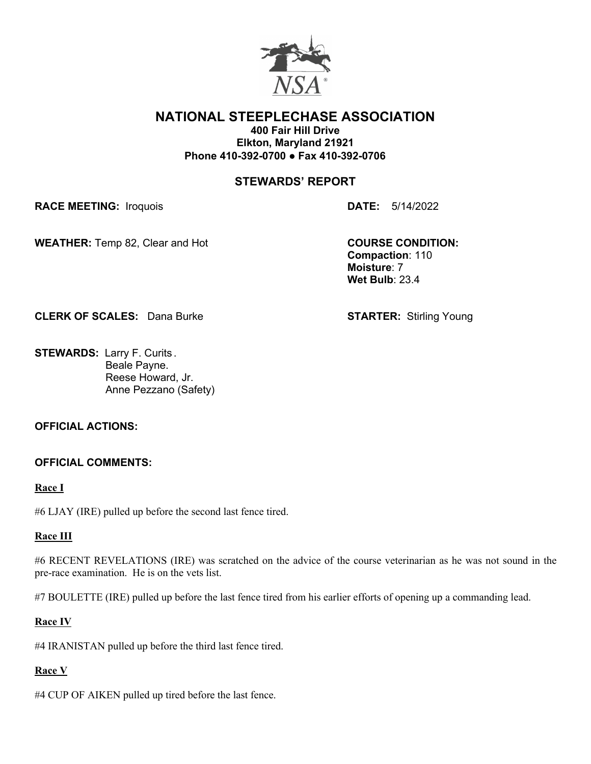# NATIONAL STEEPLECHASE ASSOCIATION

**400 Fair Hill Drive**
**Elkton, Maryland 21921**
**Phone 410-392-0700 ● Fax 410-392-0706**

## STEWARDS' REPORT

**RACE MEETING:** Iroquois

**DATE:** 5/14/2022

**WEATHER:** Temp 82, Clear and Hot

**COURSE CONDITION:**
**Compaction**: 110
**Moisture**: 7
**Wet Bulb**: 23.4

**CLERK OF SCALES:** Dana Burke

**STARTER:** Stirling Young

**STEWARDS:** Larry F. Curits .
Beale Payne.
Reese Howard, Jr.
Anne Pezzano (Safety)

**OFFICIAL ACTIONS:**

**OFFICIAL COMMENTS:**

**Race I**

#6 LJAY (IRE) pulled up before the second last fence tired.

**Race III**

#6 RECENT REVELATIONS (IRE) was scratched on the advice of the course veterinarian as he was not sound in the pre-race examination. He is on the vets list.

#7 BOULETTE (IRE) pulled up before the last fence tired from his earlier efforts of opening up a commanding lead.

**Race IV**

#4 IRANISTAN pulled up before the third last fence tired.

**Race V**

#4 CUP OF AIKEN pulled up tired before the last fence.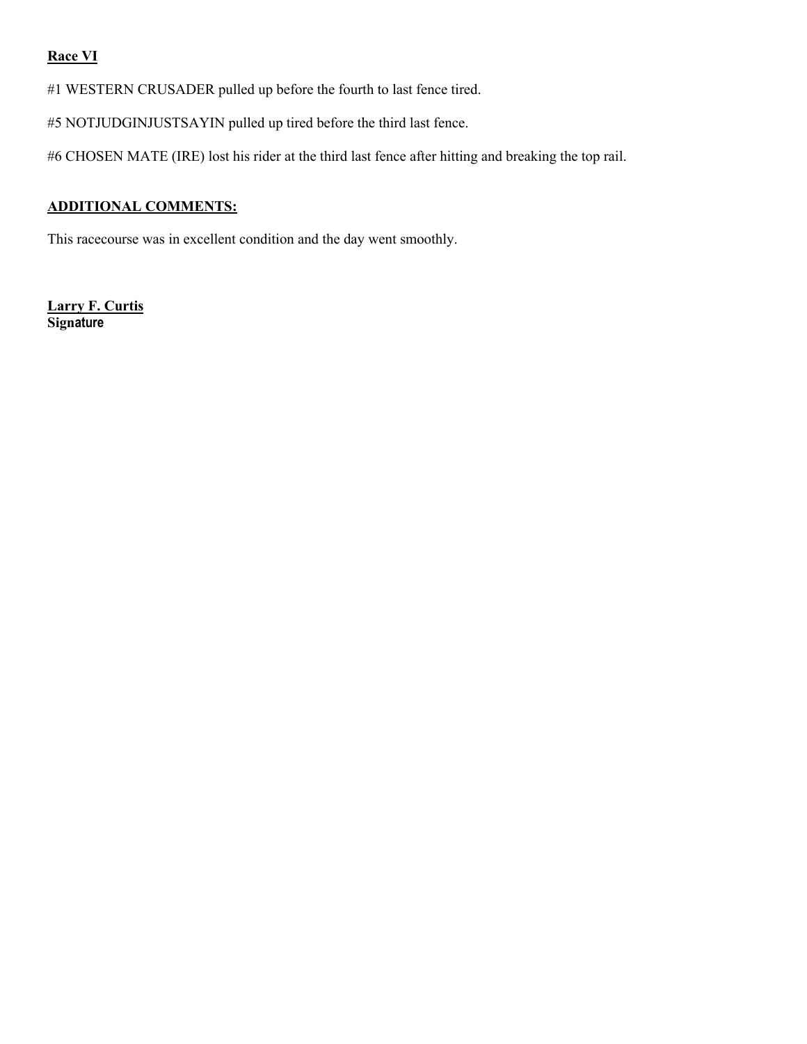**Race VI**

#1 WESTERN CRUSADER pulled up before the fourth to last fence tired.

#5 NOTJUDGINJUSTSAYIN pulled up tired before the third last fence.

#6 CHOSEN MATE (IRE) lost his rider at the third last fence after hitting and breaking the top rail.

**ADDITIONAL COMMENTS:**

This racecourse was in excellent condition and the day went smoothly.

**Larry F. Curtis**
**Signature**